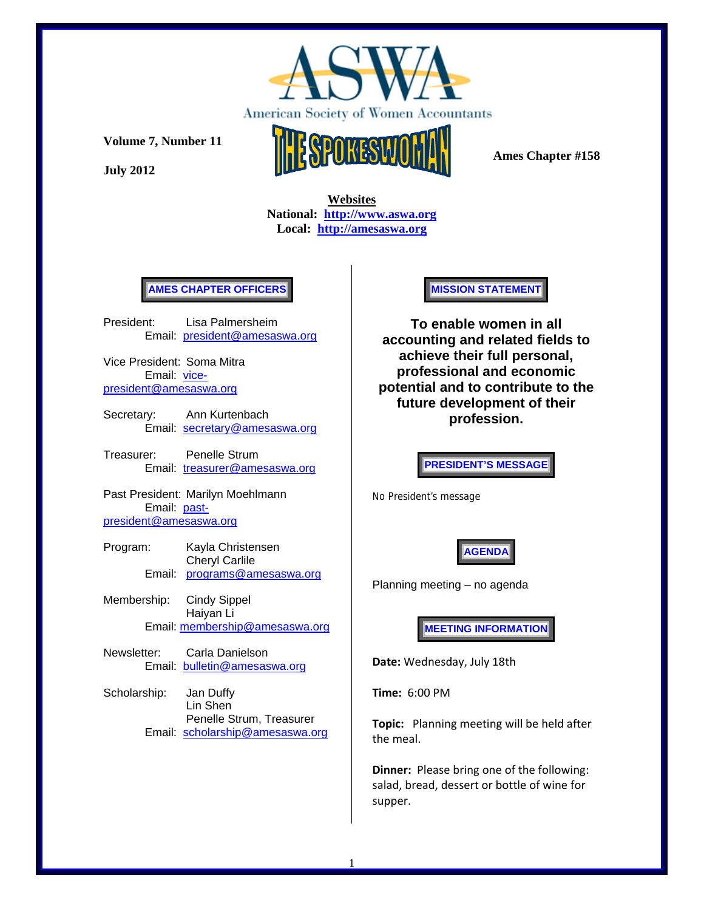# ASWA

American Society of Women Accountants

**Volume 7, Number 11**

**July 2012**

## THE SPOKESWOMAN

**Ames Chapter #158**

**Websites**

**National: http://www.aswa.org**

**Local: http://amesaswa.org**

### AMES CHAPTER OFFICERS

President: Lisa Palmersheim
Email: president@amesaswa.org

Vice President: Soma Mitra
Email: vice-president@amesaswa.org

Secretary: Ann Kurtenbach
Email: secretary@amesaswa.org

Treasurer: Penelle Strum
Email: treasurer@amesaswa.org

Past President: Marilyn Moehlmann
Email: past-president@amesaswa.org

Program: Kayla Christensen
Cheryl Carlile
Email: programs@amesaswa.org

Membership: Cindy Sippel
Haiyan Li
Email: membership@amesaswa.org

Newsletter: Carla Danielson
Email: bulletin@amesaswa.org

Scholarship: Jan Duffy
Lin Shen
Penelle Strum, Treasurer
Email: scholarship@amesaswa.org

### MISSION STATEMENT

**To enable women in all accounting and related fields to achieve their full personal, professional and economic potential and to contribute to the future development of their profession.**

### PRESIDENT'S MESSAGE

No President's message

### AGENDA

Planning meeting – no agenda

### MEETING INFORMATION

**Date:** Wednesday, July 18th

**Time:** 6:00 PM

**Topic:** Planning meeting will be held after the meal.

**Dinner:** Please bring one of the following: salad, bread, dessert or bottle of wine for supper.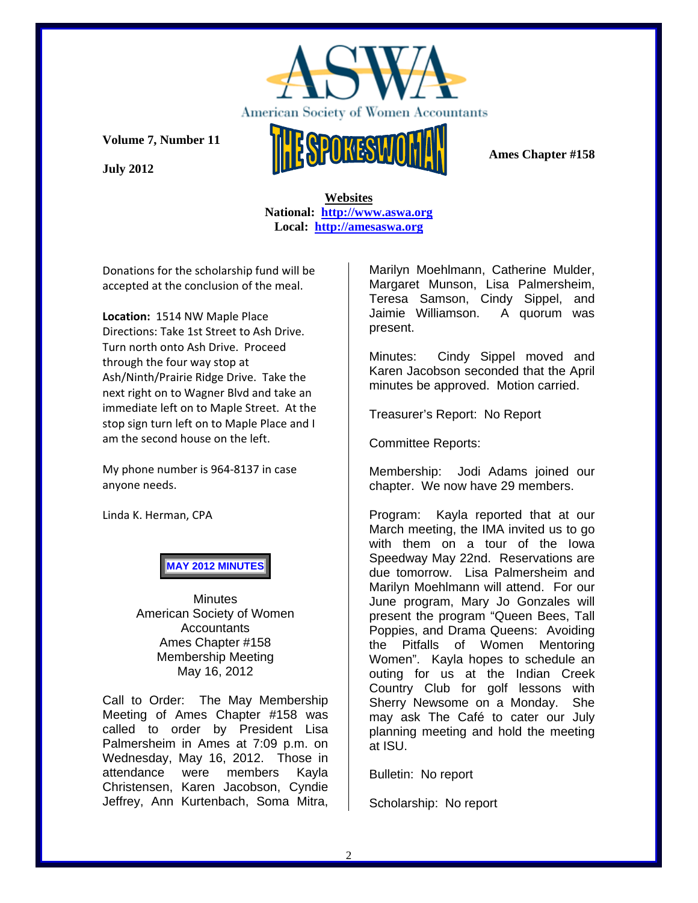# ASWA

American Society of Women Accountants

**Volume 7, Number 11**

**July 2012**

# THE SPOKESWOMAN

**Ames Chapter #158**

**Websites**
**National: http://www.aswa.org**
**Local: http://amesaswa.org**

Donations for the scholarship fund will be accepted at the conclusion of the meal.

**Location:** 1514 NW Maple Place
Directions: Take 1st Street to Ash Drive. Turn north onto Ash Drive. Proceed through the four way stop at Ash/Ninth/Prairie Ridge Drive. Take the next right on to Wagner Blvd and take an immediate left on to Maple Street. At the stop sign turn left on to Maple Place and I am the second house on the left.

My phone number is 964-8137 in case anyone needs.

Linda K. Herman, CPA

**MAY 2012 MINUTES**

Minutes
American Society of Women Accountants
Ames Chapter #158
Membership Meeting
May 16, 2012

Call to Order: The May Membership Meeting of Ames Chapter #158 was called to order by President Lisa Palmersheim in Ames at 7:09 p.m. on Wednesday, May 16, 2012. Those in attendance were members Kayla Christensen, Karen Jacobson, Cyndie Jeffrey, Ann Kurtenbach, Soma Mitra, Marilyn Moehlmann, Catherine Mulder, Margaret Munson, Lisa Palmersheim, Teresa Samson, Cindy Sippel, and Jaimie Williamson. A quorum was present.

Minutes: Cindy Sippel moved and Karen Jacobson seconded that the April minutes be approved. Motion carried.

Treasurer's Report: No Report

Committee Reports:

Membership: Jodi Adams joined our chapter. We now have 29 members.

Program: Kayla reported that at our March meeting, the IMA invited us to go with them on a tour of the Iowa Speedway May 22nd. Reservations are due tomorrow. Lisa Palmersheim and Marilyn Moehlmann will attend. For our June program, Mary Jo Gonzales will present the program "Queen Bees, Tall Poppies, and Drama Queens: Avoiding the Pitfalls of Women Mentoring Women". Kayla hopes to schedule an outing for us at the Indian Creek Country Club for golf lessons with Sherry Newsome on a Monday. She may ask The Café to cater our July planning meeting and hold the meeting at ISU.

Bulletin: No report

Scholarship: No report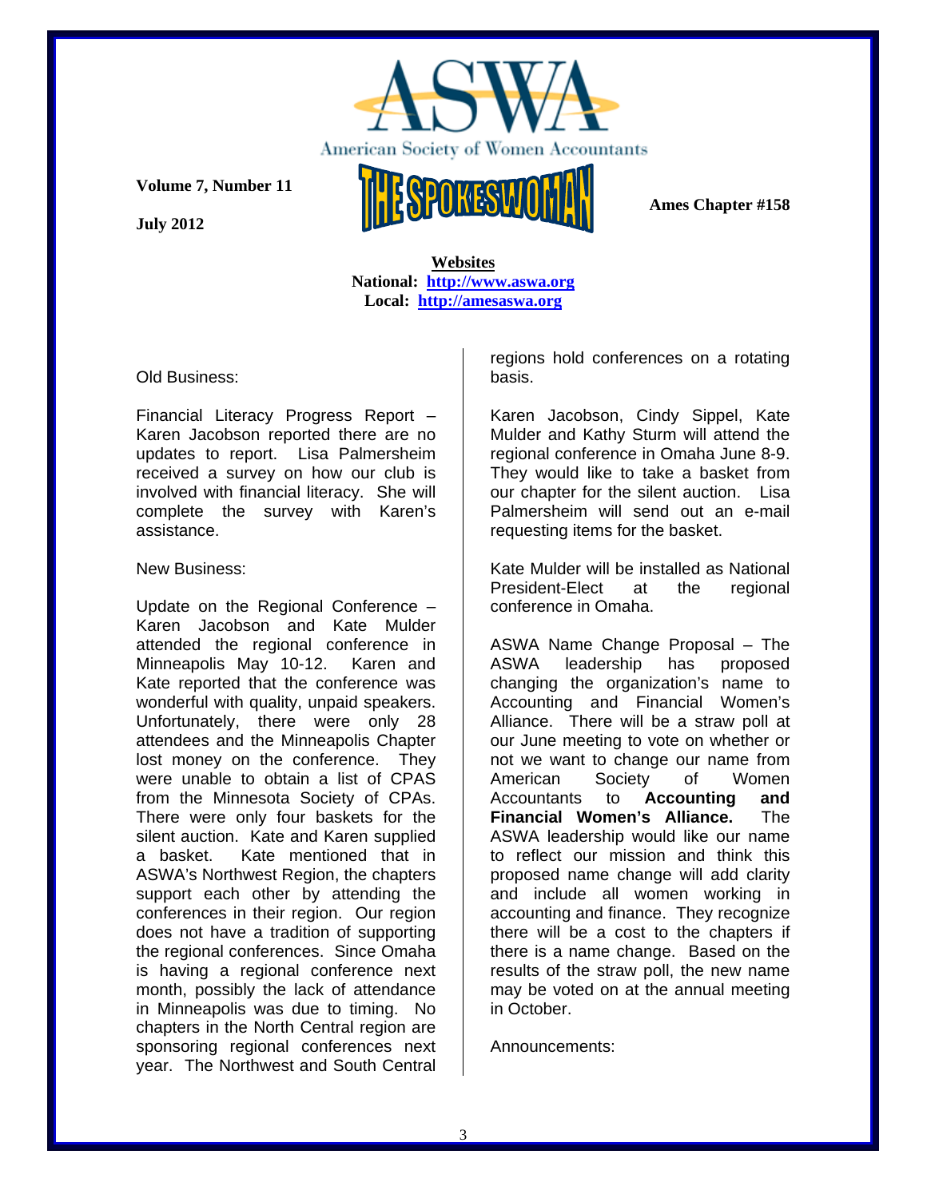Volume 7, Number 11

July 2012

American Society of Women Accountants

THE SPOKESWOMAN

Ames Chapter #158

**Websites**
**National: http://www.aswa.org**
**Local: http://amesaswa.org**

Old Business:

Financial Literacy Progress Report – Karen Jacobson reported there are no updates to report. Lisa Palmersheim received a survey on how our club is involved with financial literacy. She will complete the survey with Karen's assistance.

New Business:

Update on the Regional Conference – Karen Jacobson and Kate Mulder attended the regional conference in Minneapolis May 10-12. Karen and Kate reported that the conference was wonderful with quality, unpaid speakers. Unfortunately, there were only 28 attendees and the Minneapolis Chapter lost money on the conference. They were unable to obtain a list of CPAS from the Minnesota Society of CPAs. There were only four baskets for the silent auction. Kate and Karen supplied a basket. Kate mentioned that in ASWA's Northwest Region, the chapters support each other by attending the conferences in their region. Our region does not have a tradition of supporting the regional conferences. Since Omaha is having a regional conference next month, possibly the lack of attendance in Minneapolis was due to timing. No chapters in the North Central region are sponsoring regional conferences next year. The Northwest and South Central regions hold conferences on a rotating basis.

Karen Jacobson, Cindy Sippel, Kate Mulder and Kathy Sturm will attend the regional conference in Omaha June 8-9. They would like to take a basket from our chapter for the silent auction. Lisa Palmersheim will send out an e-mail requesting items for the basket.

Kate Mulder will be installed as National President-Elect at the regional conference in Omaha.

ASWA Name Change Proposal – The ASWA leadership has proposed changing the organization's name to Accounting and Financial Women's Alliance. There will be a straw poll at our June meeting to vote on whether or not we want to change our name from American Society of Women Accountants to **Accounting and Financial Women's Alliance.** The ASWA leadership would like our name to reflect our mission and think this proposed name change will add clarity and include all women working in accounting and finance. They recognize there will be a cost to the chapters if there is a name change. Based on the results of the straw poll, the new name may be voted on at the annual meeting in October.

Announcements: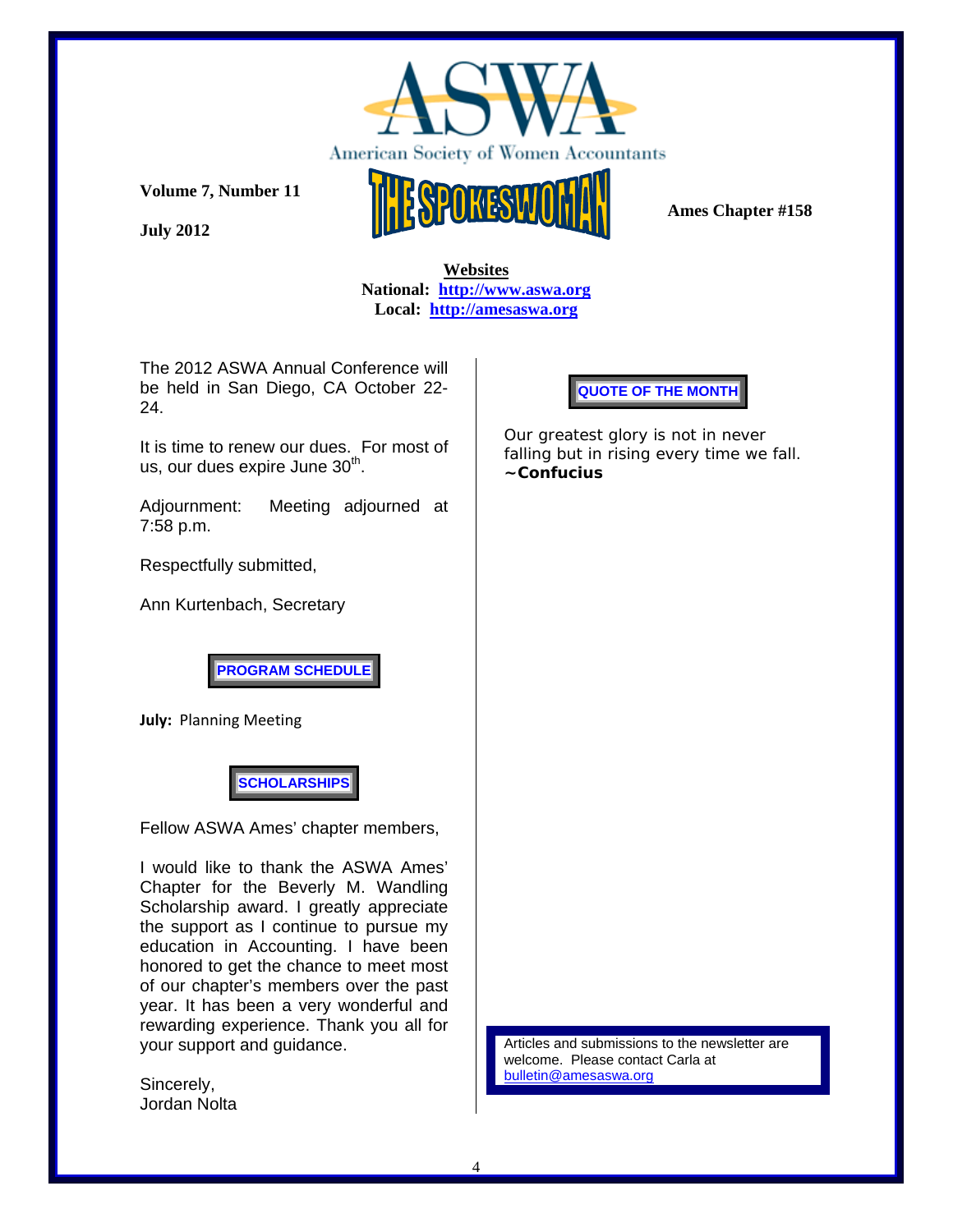# ASWA

American Society of Women Accountants

**Volume 7, Number 11**

**July 2012**

# THE SPOKESWOMAN

**Ames Chapter #158**

**Websites**

**National: http://www.aswa.org**

**Local: http://amesaswa.org**

The 2012 ASWA Annual Conference will be held in San Diego, CA October 22-24.

It is time to renew our dues. For most of us, our dues expire June 30th.

Adjournment: Meeting adjourned at 7:58 p.m.

Respectfully submitted,

Ann Kurtenbach, Secretary

## PROGRAM SCHEDULE

**July:** Planning Meeting

## SCHOLARSHIPS

Fellow ASWA Ames' chapter members,

I would like to thank the ASWA Ames' Chapter for the Beverly M. Wandling Scholarship award. I greatly appreciate the support as I continue to pursue my education in Accounting. I have been honored to get the chance to meet most of our chapter's members over the past year. It has been a very wonderful and rewarding experience. Thank you all for your support and guidance.

Sincerely,
Jordan Nolta

## QUOTE OF THE MONTH

Our greatest glory is not in never falling but in rising every time we fall. **~Confucius**

Articles and submissions to the newsletter are welcome. Please contact Carla at bulletin@amesaswa.org